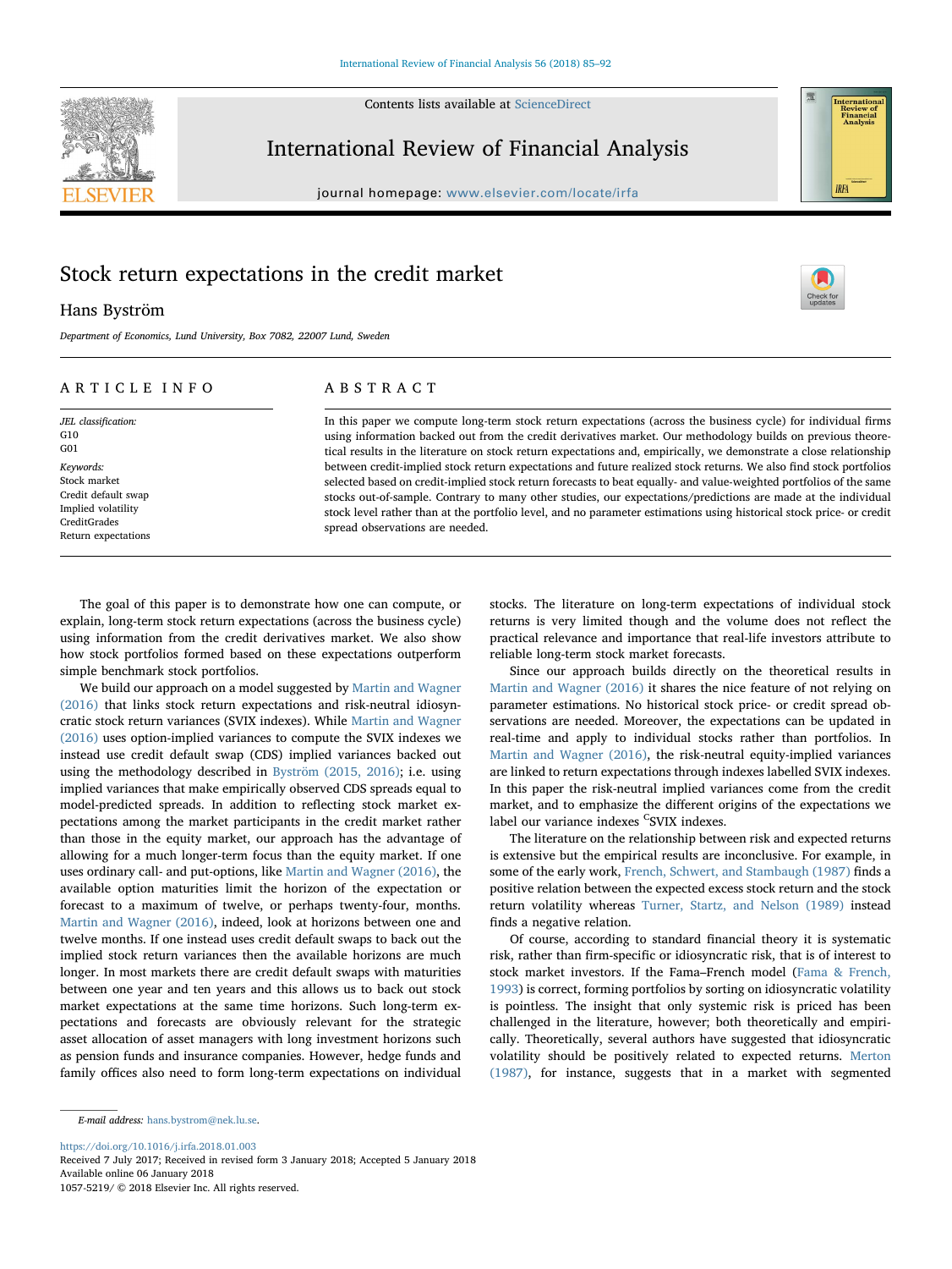# Stock return expectations in the credit market

Hans Byström

*Department of Economics, Lund University, Box 7082, 22007 Lund, Sweden*

## ARTICLE INFO

*JEL classification:*
G10
G01

*Keywords:*
Stock market
Credit default swap
Implied volatility
CreditGrades
Return expectations

## ABSTRACT

In this paper we compute long-term stock return expectations (across the business cycle) for individual firms using information backed out from the credit derivatives market. Our methodology builds on previous theoretical results in the literature on stock return expectations and, empirically, we demonstrate a close relationship between credit-implied stock return expectations and future realized stock returns. We also find stock portfolios selected based on credit-implied stock return forecasts to beat equally- and value-weighted portfolios of the same stocks out-of-sample. Contrary to many other studies, our expectations/predictions are made at the individual stock level rather than at the portfolio level, and no parameter estimations using historical stock price- or credit spread observations are needed.

The goal of this paper is to demonstrate how one can compute, or explain, long-term stock return expectations (across the business cycle) using information from the credit derivatives market. We also show how stock portfolios formed based on these expectations outperform simple benchmark stock portfolios.

We build our approach on a model suggested by Martin and Wagner (2016) that links stock return expectations and risk-neutral idiosyncratic stock return variances (SVIX indexes). While Martin and Wagner (2016) uses option-implied variances to compute the SVIX indexes we instead use credit default swap (CDS) implied variances backed out using the methodology described in Byström (2015, 2016); i.e. using implied variances that make empirically observed CDS spreads equal to model-predicted spreads. In addition to reflecting stock market expectations among the market participants in the credit market rather than those in the equity market, our approach has the advantage of allowing for a much longer-term focus than the equity market. If one uses ordinary call- and put-options, like Martin and Wagner (2016), the available option maturities limit the horizon of the expectation or forecast to a maximum of twelve, or perhaps twenty-four, months. Martin and Wagner (2016), indeed, look at horizons between one and twelve months. If one instead uses credit default swaps to back out the implied stock return variances then the available horizons are much longer. In most markets there are credit default swaps with maturities between one year and ten years and this allows us to back out stock market expectations at the same time horizons. Such long-term expectations and forecasts are obviously relevant for the strategic asset allocation of asset managers with long investment horizons such as pension funds and insurance companies. However, hedge funds and family offices also need to form long-term expectations on individual stocks. The literature on long-term expectations of individual stock returns is very limited though and the volume does not reflect the practical relevance and importance that real-life investors attribute to reliable long-term stock market forecasts.

Since our approach builds directly on the theoretical results in Martin and Wagner (2016) it shares the nice feature of not relying on parameter estimations. No historical stock price- or credit spread observations are needed. Moreover, the expectations can be updated in real-time and apply to individual stocks rather than portfolios. In Martin and Wagner (2016), the risk-neutral equity-implied variances are linked to return expectations through indexes labelled SVIX indexes. In this paper the risk-neutral implied variances come from the credit market, and to emphasize the different origins of the expectations we label our variance indexes $^{C}$SVIX indexes.

The literature on the relationship between risk and expected returns is extensive but the empirical results are inconclusive. For example, in some of the early work, French, Schwert, and Stambaugh (1987) finds a positive relation between the expected excess stock return and the stock return volatility whereas Turner, Startz, and Nelson (1989) instead finds a negative relation.

Of course, according to standard financial theory it is systematic risk, rather than firm-specific or idiosyncratic risk, that is of interest to stock market investors. If the Fama–French model (Fama & French, 1993) is correct, forming portfolios by sorting on idiosyncratic volatility is pointless. The insight that only systemic risk is priced has been challenged in the literature, however; both theoretically and empirically. Theoretically, several authors have suggested that idiosyncratic volatility should be positively related to expected returns. Merton (1987), for instance, suggests that in a market with segmented

E-mail address: hans.bystrom@nek.lu.se.

https://doi.org/10.1016/j.irfa.2018.01.003
Received 7 July 2017; Received in revised form 3 January 2018; Accepted 5 January 2018
Available online 06 January 2018
1057-5219/ © 2018 Elsevier Inc. All rights reserved.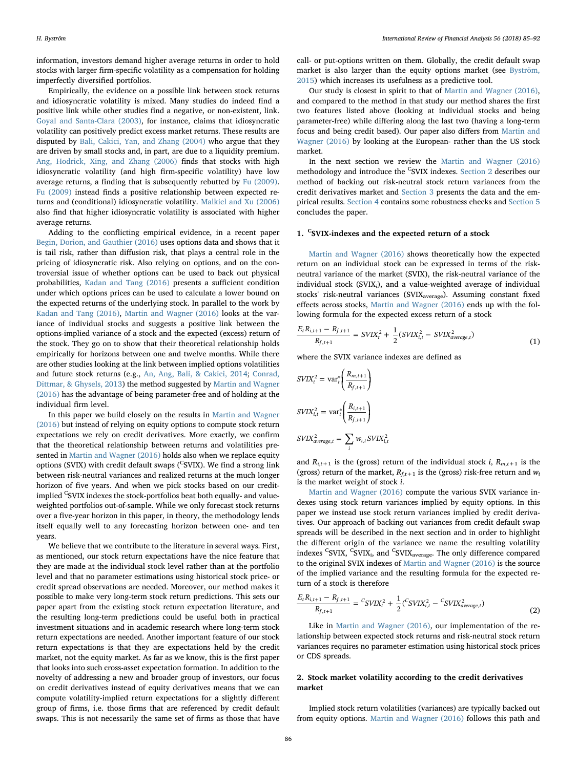information, investors demand higher average returns in order to hold stocks with larger firm-specific volatility as a compensation for holding imperfectly diversified portfolios.

Empirically, the evidence on a possible link between stock returns and idiosyncratic volatility is mixed. Many studies do indeed find a positive link while other studies find a negative, or non-existent, link. Goyal and Santa-Clara (2003), for instance, claims that idiosyncratic volatility can positively predict excess market returns. These results are disputed by Bali, Cakici, Yan, and Zhang (2004) who argue that they are driven by small stocks and, in part, are due to a liquidity premium. Ang, Hodrick, Xing, and Zhang (2006) finds that stocks with high idiosyncratic volatility (and high firm-specific volatility) have low average returns, a finding that is subsequently rebutted by Fu (2009). Fu (2009) instead finds a positive relationship between expected returns and (conditional) idiosyncratic volatility. Malkiel and Xu (2006) also find that higher idiosyncratic volatility is associated with higher average returns.

Adding to the conflicting empirical evidence, in a recent paper Begin, Dorion, and Gauthier (2016) uses options data and shows that it is tail risk, rather than diffusion risk, that plays a central role in the pricing of idiosyncratic risk. Also relying on options, and on the controversial issue of whether options can be used to back out physical probabilities, Kadan and Tang (2016) presents a sufficient condition under which options prices can be used to calculate a lower bound on the expected returns of the underlying stock. In parallel to the work by Kadan and Tang (2016), Martin and Wagner (2016) looks at the variance of individual stocks and suggests a positive link between the options-implied variance of a stock and the expected (excess) return of the stock. They go on to show that their theoretical relationship holds empirically for horizons between one and twelve months. While there are other studies looking at the link between implied options volatilities and future stock returns (e.g., An, Ang, Bali, & Cakici, 2014; Conrad, Dittmar, & Ghysels, 2013) the method suggested by Martin and Wagner (2016) has the advantage of being parameter-free and of holding at the individual firm level.

In this paper we build closely on the results in Martin and Wagner (2016) but instead of relying on equity options to compute stock return expectations we rely on credit derivatives. More exactly, we confirm that the theoretical relationship between returns and volatilities presented in Martin and Wagner (2016) holds also when we replace equity options (SVIX) with credit default swaps ($^{C}$SVIX). We find a strong link between risk-neutral variances and realized returns at the much longer horizon of five years. And when we pick stocks based on our credit-implied $^{C}$SVIX indexes the stock-portfolios beat both equally- and value-weighted portfolios out-of-sample. While we only forecast stock returns over a five-year horizon in this paper, in theory, the methodology lends itself equally well to any forecasting horizon between one- and ten years.

We believe that we contribute to the literature in several ways. First, as mentioned, our stock return expectations have the nice feature that they are made at the individual stock level rather than at the portfolio level and that no parameter estimations using historical stock price- or credit spread observations are needed. Moreover, our method makes it possible to make very long-term stock return predictions. This sets our paper apart from the existing stock return expectation literature, and the resulting long-term predictions could be useful both in practical investment situations and in academic research where long-term stock return expectations are needed. Another important feature of our stock return expectations is that they are expectations held by the credit market, not the equity market. As far as we know, this is the first paper that looks into such cross-asset expectation formation. In addition to the novelty of addressing a new and broader group of investors, our focus on credit derivatives instead of equity derivatives means that we can compute volatility-implied return expectations for a slightly different group of firms, i.e. those firms that are referenced by credit default swaps. This is not necessarily the same set of firms as those that have call- or put-options written on them. Globally, the credit default swap market is also larger than the equity options market (see Byström, 2015) which increases its usefulness as a predictive tool.

Our study is closest in spirit to that of Martin and Wagner (2016), and compared to the method in that study our method shares the first two features listed above (looking at individual stocks and being parameter-free) while differing along the last two (having a long-term focus and being credit based). Our paper also differs from Martin and Wagner (2016) by looking at the European- rather than the US stock market.

In the next section we review the Martin and Wagner (2016) methodology and introduce the $^{C}$SVIX indexes. Section 2 describes our method of backing out risk-neutral stock return variances from the credit derivatives market and Section 3 presents the data and the empirical results. Section 4 contains some robustness checks and Section 5 concludes the paper.

## 1. $^{C}$SVIX-indexes and the expected return of a stock

Martin and Wagner (2016) shows theoretically how the expected return on an individual stock can be expressed in terms of the risk-neutral variance of the market (SVIX), the risk-neutral variance of the individual stock ($SVIX_i$), and a value-weighted average of individual stocks' risk-neutral variances ($SVIX_{average}$). Assuming constant fixed effects across stocks, Martin and Wagner (2016) ends up with the following formula for the expected excess return of a stock

$$\frac{E_t R_{i,t+1} - R_{f,t+1}}{R_{f,t+1}} = SVIX_t^2 + \frac{1}{2}(SVIX_{i,t}^2 - SVIX_{average,t}^2) \tag{1}$$

where the SVIX variance indexes are defined as

$$SVIX_t^2 = \text{var}_t^*\left(\frac{R_{m,t+1}}{R_{f,t+1}}\right)$$

$$SVIX_{i,t}^2 = \text{var}_t^*\left(\frac{R_{i,t+1}}{R_{f,t+1}}\right)$$

$$SVIX_{average,t}^2 = \sum_i w_{i,t} SVIX_{i,t}^2$$

and $R_{i,t+1}$ is the (gross) return of the individual stock $i$, $R_{m,t+1}$ is the (gross) return of the market, $R_{f,t+1}$ is the (gross) risk-free return and $w_i$ is the market weight of stock $i$.

Martin and Wagner (2016) compute the various SVIX variance indexes using stock return variances implied by equity options. In this paper we instead use stock return variances implied by credit derivatives. Our approach of backing out variances from credit default swap spreads will be described in the next section and in order to highlight the different origin of the variance we name the resulting volatility indexes $^{C}$SVIX, $^{C}SVIX_i$, and $^{C}SVIX_{average}$. The only difference compared to the original SVIX indexes of Martin and Wagner (2016) is the source of the implied variance and the resulting formula for the expected return of a stock is therefore

$$\frac{E_t R_{i,t+1} - R_{f,t+1}}{R_{f,t+1}} = {}^{C}SVIX_t^2 + \frac{1}{2}({}^{C}SVIX_{i,t}^2 - {}^{C}SVIX_{average,t}^2) \tag{2}$$

Like in Martin and Wagner (2016), our implementation of the relationship between expected stock returns and risk-neutral stock return variances requires no parameter estimation using historical stock prices or CDS spreads.

## 2. Stock market volatility according to the credit derivatives market

Implied stock return volatilities (variances) are typically backed out from equity options. Martin and Wagner (2016) follows this path and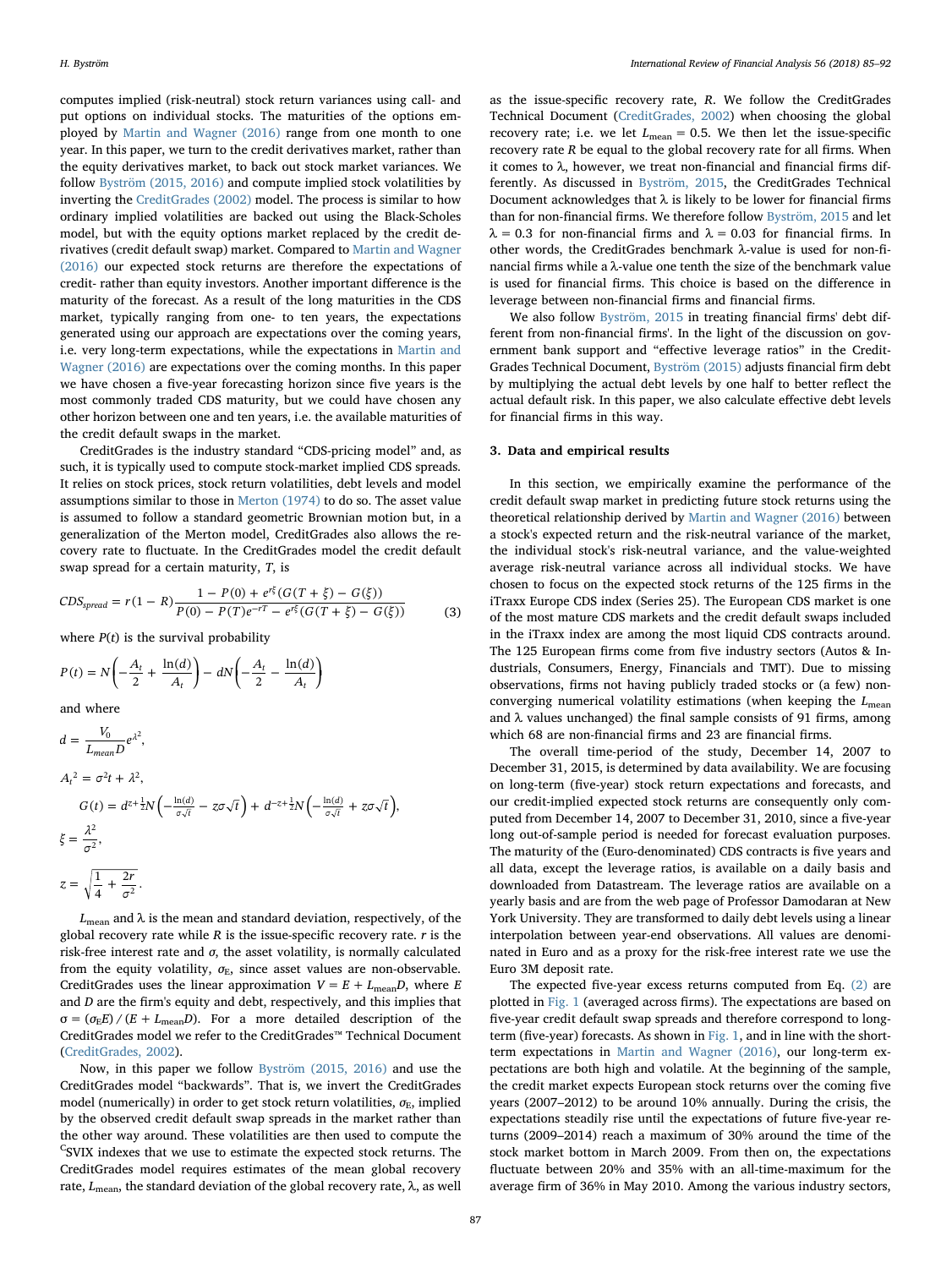computes implied (risk-neutral) stock return variances using call- and put options on individual stocks. The maturities of the options employed by Martin and Wagner (2016) range from one month to one year. In this paper, we turn to the credit derivatives market, rather than the equity derivatives market, to back out stock market variances. We follow Byström (2015, 2016) and compute implied stock volatilities by inverting the CreditGrades (2002) model. The process is similar to how ordinary implied volatilities are backed out using the Black-Scholes model, but with the equity options market replaced by the credit derivatives (credit default swap) market. Compared to Martin and Wagner (2016) our expected stock returns are therefore the expectations of credit- rather than equity investors. Another important difference is the maturity of the forecast. As a result of the long maturities in the CDS market, typically ranging from one- to ten years, the expectations generated using our approach are expectations over the coming years, i.e. very long-term expectations, while the expectations in Martin and Wagner (2016) are expectations over the coming months. In this paper we have chosen a five-year forecasting horizon since five years is the most commonly traded CDS maturity, but we could have chosen any other horizon between one and ten years, i.e. the available maturities of the credit default swaps in the market.

CreditGrades is the industry standard "CDS-pricing model" and, as such, it is typically used to compute stock-market implied CDS spreads. It relies on stock prices, stock return volatilities, debt levels and model assumptions similar to those in Merton (1974) to do so. The asset value is assumed to follow a standard geometric Brownian motion but, in a generalization of the Merton model, CreditGrades also allows the recovery rate to fluctuate. In the CreditGrades model the credit default swap spread for a certain maturity, $T$, is

$$CDS_{spread} = r(1-R)\frac{1-P(0)+e^{r\xi}(G(T+\xi)-G(\xi))}{P(0)-P(T)e^{-rT}-e^{r\xi}(G(T+\xi)-G(\xi))} \tag{3}$$

where $P(t)$ is the survival probability

$$P(t) = N\left(-\frac{A_t}{2}+\frac{\ln(d)}{A_t}\right) - dN\left(-\frac{A_t}{2}-\frac{\ln(d)}{A_t}\right)$$

and where

$$d = \frac{V_0}{L_{mean}D}e^{\lambda^2},$$

$$A_t^2 = \sigma^2 t + \lambda^2,$$

$$G(t) = d^{z+\frac{1}{2}}N\left(-\frac{\ln(d)}{\sigma\sqrt{t}} - z\sigma\sqrt{t}\right) + d^{-z+\frac{1}{2}}N\left(-\frac{\ln(d)}{\sigma\sqrt{t}} + z\sigma\sqrt{t}\right),$$

$$\xi = \frac{\lambda^2}{\sigma^2},$$

$$z = \sqrt{\frac{1}{4}+\frac{2r}{\sigma^2}}.$$

$L_{mean}$ and $\lambda$ is the mean and standard deviation, respectively, of the global recovery rate while $R$ is the issue-specific recovery rate. $r$ is the risk-free interest rate and $\sigma$, the asset volatility, is normally calculated from the equity volatility, $\sigma_E$, since asset values are non-observable. CreditGrades uses the linear approximation $V = E + L_{mean}D$, where $E$ and $D$ are the firm's equity and debt, respectively, and this implies that $\sigma = (\sigma_E E)/(E + L_{mean}D)$. For a more detailed description of the CreditGrades model we refer to the CreditGrades™ Technical Document (CreditGrades, 2002).

Now, in this paper we follow Byström (2015, 2016) and use the CreditGrades model "backwards". That is, we invert the CreditGrades model (numerically) in order to get stock return volatilities, $\sigma_E$, implied by the observed credit default swap spreads in the market rather than the other way around. These volatilities are then used to compute the $^{C}$SVIX indexes that we use to estimate the expected stock returns. The CreditGrades model requires estimates of the mean global recovery rate, $L_{mean}$, the standard deviation of the global recovery rate, $\lambda$, as well as the issue-specific recovery rate, $R$. We follow the CreditGrades Technical Document (CreditGrades, 2002) when choosing the global recovery rate; i.e. we let $L_{mean} = 0.5$. We then let the issue-specific recovery rate $R$ be equal to the global recovery rate for all firms. When it comes to $\lambda$, however, we treat non-financial and financial firms differently. As discussed in Byström, 2015, the CreditGrades Technical Document acknowledges that $\lambda$ is likely to be lower for financial firms than for non-financial firms. We therefore follow Byström, 2015 and let $\lambda = 0.3$ for non-financial firms and $\lambda = 0.03$ for financial firms. In other words, the CreditGrades benchmark $\lambda$-value is used for non-financial firms while a $\lambda$-value one tenth the size of the benchmark value is used for financial firms. This choice is based on the difference in leverage between non-financial firms and financial firms.

We also follow Byström, 2015 in treating financial firms' debt different from non-financial firms'. In the light of the discussion on government bank support and "effective leverage ratios" in the CreditGrades Technical Document, Byström (2015) adjusts financial firm debt by multiplying the actual debt levels by one half to better reflect the actual default risk. In this paper, we also calculate effective debt levels for financial firms in this way.

## 3. Data and empirical results

In this section, we empirically examine the performance of the credit default swap market in predicting future stock returns using the theoretical relationship derived by Martin and Wagner (2016) between a stock's expected return and the risk-neutral variance of the market, the individual stock's risk-neutral variance, and the value-weighted average risk-neutral variance across all individual stocks. We have chosen to focus on the expected stock returns of the 125 firms in the iTraxx Europe CDS index (Series 25). The European CDS market is one of the most mature CDS markets and the credit default swaps included in the iTraxx index are among the most liquid CDS contracts around. The 125 European firms come from five industry sectors (Autos & Industrials, Consumers, Energy, Financials and TMT). Due to missing observations, firms not having publicly traded stocks or (a few) non-converging numerical volatility estimations (when keeping the $L_{mean}$ and $\lambda$ values unchanged) the final sample consists of 91 firms, among which 68 are non-financial firms and 23 are financial firms.

The overall time-period of the study, December 14, 2007 to December 31, 2015, is determined by data availability. We are focusing on long-term (five-year) stock return expectations and forecasts, and our credit-implied expected stock returns are consequently only computed from December 14, 2007 to December 31, 2010, since a five-year long out-of-sample period is needed for forecast evaluation purposes. The maturity of the (Euro-denominated) CDS contracts is five years and all data, except the leverage ratios, is available on a daily basis and downloaded from Datastream. The leverage ratios are available on a yearly basis and are from the web page of Professor Damodaran at New York University. They are transformed to daily debt levels using a linear interpolation between year-end observations. All values are denominated in Euro and as a proxy for the risk-free interest rate we use the Euro 3M deposit rate.

The expected five-year excess returns computed from Eq. (2) are plotted in Fig. 1 (averaged across firms). The expectations are based on five-year credit default swap spreads and therefore correspond to long-term (five-year) forecasts. As shown in Fig. 1, and in line with the short-term expectations in Martin and Wagner (2016), our long-term expectations are both high and volatile. At the beginning of the sample, the credit market expects European stock returns over the coming five years (2007–2012) to be around 10% annually. During the crisis, the expectations steadily rise until the expectations of future five-year returns (2009–2014) reach a maximum of 30% around the time of the stock market bottom in March 2009. From then on, the expectations fluctuate between 20% and 35% with an all-time-maximum for the average firm of 36% in May 2010. Among the various industry sectors,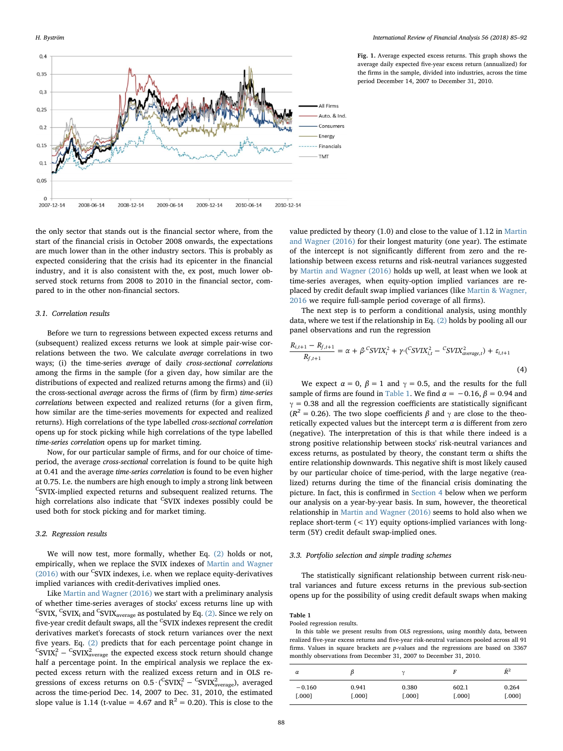**Fig. 1.** Average expected excess returns. This graph shows the average daily expected five-year excess return (annualized) for the firms in the sample, divided into industries, across the time period December 14, 2007 to December 31, 2010.

the only sector that stands out is the financial sector where, from the start of the financial crisis in October 2008 onwards, the expectations are much lower than in the other industry sectors. This is probably as expected considering that the crisis had its epicenter in the financial industry, and it is also consistent with the, ex post, much lower observed stock returns from 2008 to 2010 in the financial sector, compared to in the other non-financial sectors.

### 3.1. Correlation results

Before we turn to regressions between expected excess returns and (subsequent) realized excess returns we look at simple pair-wise correlations between the two. We calculate *average* correlations in two ways; (i) the time-series *average* of daily *cross-sectional correlations* among the firms in the sample (for a given day, how similar are the distributions of expected and realized returns among the firms) and (ii) the cross-sectional *average* across the firms of (firm by firm) *time-series correlations* between expected and realized returns (for a given firm, how similar are the time-series movements for expected and realized returns). High correlations of the type labelled *cross-sectional correlation* opens up for stock picking while high correlations of the type labelled *time-series correlation* opens up for market timing.

Now, for our particular sample of firms, and for our choice of time-period, the average *cross-sectional* correlation is found to be quite high at 0.41 and the average *time-series correlation* is found to be even higher at 0.75. I.e. the numbers are high enough to imply a strong link between $^{C}$SVIX-implied expected returns and subsequent realized returns. The high correlations also indicate that $^{C}$SVIX indexes possibly could be used both for stock picking and for market timing.

### 3.2. Regression results

We will now test, more formally, whether Eq. (2) holds or not, empirically, when we replace the SVIX indexes of Martin and Wagner (2016) with our $^{C}$SVIX indexes, i.e. when we replace equity-derivatives implied variances with credit-derivatives implied ones.

Like Martin and Wagner (2016) we start with a preliminary analysis of whether time-series averages of stocks' excess returns line up with $^{C}$SVIX, $^{C}$SVIX$_i$ and $^{C}$SVIX$_{average}$ as postulated by Eq. (2). Since we rely on five-year credit default swaps, all the $^{C}$SVIX indexes represent the credit derivatives market's forecasts of stock return variances over the next five years. Eq. (2) predicts that for each percentage point change in $^{C}SVIX_i^2 - {}^{C}SVIX^2_{average}$ the expected excess stock return should change half a percentage point. In the empirical analysis we replace the expected excess return with the realized excess return and in OLS regressions of excess returns on $0.5 \cdot (^{C}SVIX_i^2 - {}^{C}SVIX^2_{average})$, averaged across the time-period Dec. 14, 2007 to Dec. 31, 2010, the estimated slope value is 1.14 (t-value = 4.67 and $R^2 = 0.20$). This is close to the value predicted by theory (1.0) and close to the value of 1.12 in Martin and Wagner (2016) for their longest maturity (one year). The estimate of the intercept is not significantly different from zero and the relationship between excess returns and risk-neutral variances suggested by Martin and Wagner (2016) holds up well, at least when we look at time-series averages, when equity-option implied variances are replaced by credit default swap implied variances (like Martin & Wagner, 2016 we require full-sample period coverage of all firms).

The next step is to perform a conditional analysis, using monthly data, where we test if the relationship in Eq. (2) holds by pooling all our panel observations and run the regression

$$\frac{R_{i,t+1} - R_{f,t+1}}{R_{f,t+1}} = \alpha + \beta \cdot {}^{C}SVIX_t^2 + \gamma \cdot ({}^{C}SVIX_{i,t}^2 - {}^{C}SVIX^2_{average,t}) + \varepsilon_{i,t+1} \tag{4}$$

We expect $\alpha = 0$, $\beta = 1$ and $\gamma = 0.5$, and the results for the full sample of firms are found in Table 1. We find $\alpha = -0.16$, $\beta = 0.94$ and $\gamma = 0.38$ and all the regression coefficients are statistically significant ($R^2 = 0.26$). The two slope coefficients $\beta$ and $\gamma$ are close to the theoretically expected values but the intercept term $\alpha$ is different from zero (negative). The interpretation of this is that while there indeed is a strong positive relationship between stocks' risk-neutral variances and excess returns, as postulated by theory, the constant term $\alpha$ shifts the entire relationship downwards. This negative shift is most likely caused by our particular choice of time-period, with the large negative (realized) returns during the time of the financial crisis dominating the picture. In fact, this is confirmed in Section 4 below when we perform our analysis on a year-by-year basis. In sum, however, the theoretical relationship in Martin and Wagner (2016) seems to hold also when we replace short-term (< 1Y) equity options-implied variances with long-term (5Y) credit default swap-implied ones.

### 3.3. Portfolio selection and simple trading schemes

The statistically significant relationship between current risk-neutral variances and future excess returns in the previous sub-section opens up for the possibility of using credit default swaps when making

**Table 1**
Pooled regression results.
In this table we present results from OLS regressions, using monthly data, between realized five-year excess returns and five-year risk-neutral variances pooled across all 91 firms. Values in square brackets are *p*-values and the regressions are based on 3367 monthly observations from December 31, 2007 to December 31, 2010.

| $\alpha$ | $\beta$ | $\gamma$ | $F$ | $\hat{R}^2$ |
|---|---|---|---|---|
| −0.160 [.000] | 0.941 [.000] | 0.380 [.000] | 602.1 [.000] | 0.264 [.000] |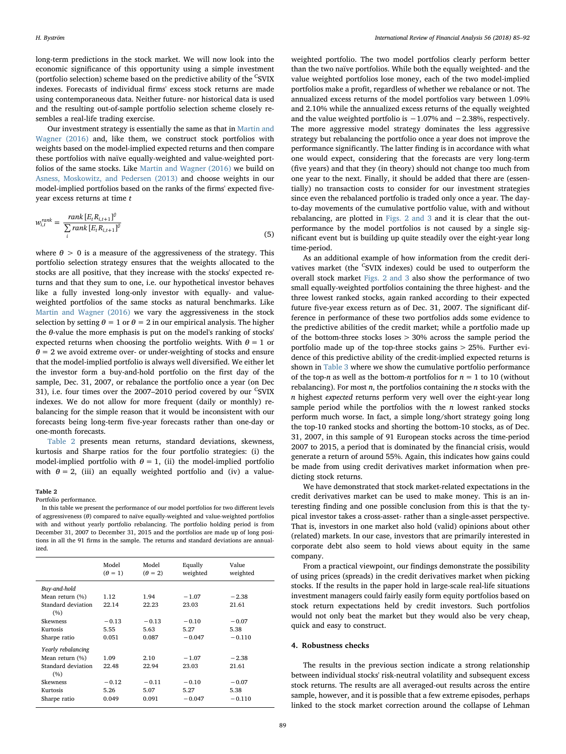long-term predictions in the stock market. We will now look into the economic significance of this opportunity using a simple investment (portfolio selection) scheme based on the predictive ability of the $^{C}$SVIX indexes. Forecasts of individual firms' excess stock returns are made using contemporaneous data. Neither future- nor historical data is used and the resulting out-of-sample portfolio selection scheme closely resembles a real-life trading exercise.

Our investment strategy is essentially the same as that in Martin and Wagner (2016) and, like them, we construct stock portfolios with weights based on the model-implied expected returns and then compare these portfolios with naïve equally-weighted and value-weighted portfolios of the same stocks. Like Martin and Wagner (2016) we build on Asness, Moskowitz, and Pedersen (2013) and choose weights in our model-implied portfolios based on the ranks of the firms' expected five-year excess returns at time $t$

$$w_{i,t}^{rank} = \frac{rank\,[E_t R_{i,t+1}]^{\theta}}{\sum_i rank\,[E_t R_{i,t+1}]^{\theta}} \tag{5}$$

where $\theta > 0$ is a measure of the aggressiveness of the strategy. This portfolio selection strategy ensures that the weights allocated to the stocks are all positive, that they increase with the stocks' expected returns and that they sum to one, i.e. our hypothetical investor behaves like a fully invested long-only investor with equally- and value-weighted portfolios of the same stocks as natural benchmarks. Like Martin and Wagner (2016) we vary the aggressiveness in the stock selection by setting $\theta = 1$ or $\theta = 2$ in our empirical analysis. The higher the $\theta$-value the more emphasis is put on the model's ranking of stocks' expected returns when choosing the portfolio weights. With $\theta = 1$ or $\theta = 2$ we avoid extreme over- or under-weighting of stocks and ensure that the model-implied portfolio is always well diversified. We either let the investor form a buy-and-hold portfolio on the first day of the sample, Dec. 31, 2007, or rebalance the portfolio once a year (on Dec 31), i.e. four times over the 2007–2010 period covered by our $^{C}$SVIX indexes. We do not allow for more frequent (daily or monthly) rebalancing for the simple reason that it would be inconsistent with our forecasts being long-term five-year forecasts rather than one-day or one-month forecasts.

Table 2 presents mean returns, standard deviations, skewness, kurtosis and Sharpe ratios for the four portfolio strategies: (i) the model-implied portfolio with $\theta = 1$, (ii) the model-implied portfolio with $\theta = 2$, (iii) an equally weighted portfolio and (iv) a value-weighted portfolio. The two model portfolios clearly perform better than the two naïve portfolios. While both the equally weighted- and the value weighted portfolios lose money, each of the two model-implied portfolios make a profit, regardless of whether we rebalance or not. The annualized excess returns of the model portfolios vary between 1.09% and 2.10% while the annualized excess returns of the equally weighted and the value weighted portfolio is −1.07% and −2.38%, respectively. The more aggressive model strategy dominates the less aggressive strategy but rebalancing the portfolio once a year does not improve the performance significantly. The latter finding is in accordance with what one would expect, considering that the forecasts are very long-term (five years) and that they (in theory) should not change too much from one year to the next. Finally, it should be added that there are (essentially) no transaction costs to consider for our investment strategies since even the rebalanced portfolio is traded only once a year. The day-to-day movements of the cumulative portfolio value, with and without rebalancing, are plotted in Figs. 2 and 3 and it is clear that the outperformance by the model portfolios is not caused by a single significant event but is building up quite steadily over the eight-year long time-period.

**Table 2**
Portfolio performance.
In this table we present the performance of our model portfolios for two different levels of aggressiveness ($\theta$) compared to naïve equally-weighted and value-weighted portfolios with and without yearly portfolio rebalancing. The portfolio holding period is from December 31, 2007 to December 31, 2015 and the portfolios are made up of long positions in all the 91 firms in the sample. The returns and standard deviations are annualized.

| | Model ($\theta = 1$) | Model ($\theta = 2$) | Equally weighted | Value weighted |
|---|---|---|---|---|
| *Buy-and-hold* | | | | |
| Mean return (%) | 1.12 | 1.94 | −1.07 | −2.38 |
| Standard deviation (%) | 22.14 | 22.23 | 23.03 | 21.61 |
| Skewness | −0.13 | −0.13 | −0.10 | −0.07 |
| Kurtosis | 5.55 | 5.63 | 5.27 | 5.38 |
| Sharpe ratio | 0.051 | 0.087 | −0.047 | −0.110 |
| *Yearly rebalancing* | | | | |
| Mean return (%) | 1.09 | 2.10 | −1.07 | −2.38 |
| Standard deviation (%) | 22.48 | 22.94 | 23.03 | 21.61 |
| Skewness | −0.12 | −0.11 | −0.10 | −0.07 |
| Kurtosis | 5.26 | 5.07 | 5.27 | 5.38 |
| Sharpe ratio | 0.049 | 0.091 | −0.047 | −0.110 |

As an additional example of how information from the credit derivatives market (the $^{C}$SVIX indexes) could be used to outperform the overall stock market Figs. 2 and 3 also show the performance of two small equally-weighted portfolios containing the three highest- and the three lowest ranked stocks, again ranked according to their expected future five-year excess return as of Dec. 31, 2007. The significant difference in performance of these two portfolios adds some evidence to the predictive abilities of the credit market; while a portfolio made up of the bottom-three stocks loses > 30% across the sample period the portfolio made up of the top-three stocks gains > 25%. Further evidence of this predictive ability of the credit-implied expected returns is shown in Table 3 where we show the cumulative portfolio performance of the top-$n$ as well as the bottom-$n$ portfolios for $n = 1$ to 10 (without rebalancing). For most $n$, the portfolios containing the $n$ stocks with the $n$ highest *expected* returns perform very well over the eight-year long sample period while the portfolios with the $n$ lowest ranked stocks perform much worse. In fact, a simple long/short strategy going long the top-10 ranked stocks and shorting the bottom-10 stocks, as of Dec. 31, 2007, in this sample of 91 European stocks across the time-period 2007 to 2015, a period that is dominated by the financial crisis, would generate a return of around 55%. Again, this indicates how gains could be made from using credit derivatives market information when predicting stock returns.

We have demonstrated that stock market-related expectations in the credit derivatives market can be used to make money. This is an interesting finding and one possible conclusion from this is that the typical investor takes a cross-asset- rather than a single-asset perspective. That is, investors in one market also hold (valid) opinions about other (related) markets. In our case, investors that are primarily interested in corporate debt also seem to hold views about equity in the same company.

From a practical viewpoint, our findings demonstrate the possibility of using prices (spreads) in the credit derivatives market when picking stocks. If the results in the paper hold in large-scale real-life situations investment managers could fairly easily form equity portfolios based on stock return expectations held by credit investors. Such portfolios would not only beat the market but they would also be very cheap, quick and easy to construct.

## 4. Robustness checks

The results in the previous section indicate a strong relationship between individual stocks' risk-neutral volatility and subsequent excess stock returns. The results are all averaged-out results across the entire sample, however, and it is possible that a few extreme episodes, perhaps linked to the stock market correction around the collapse of Lehman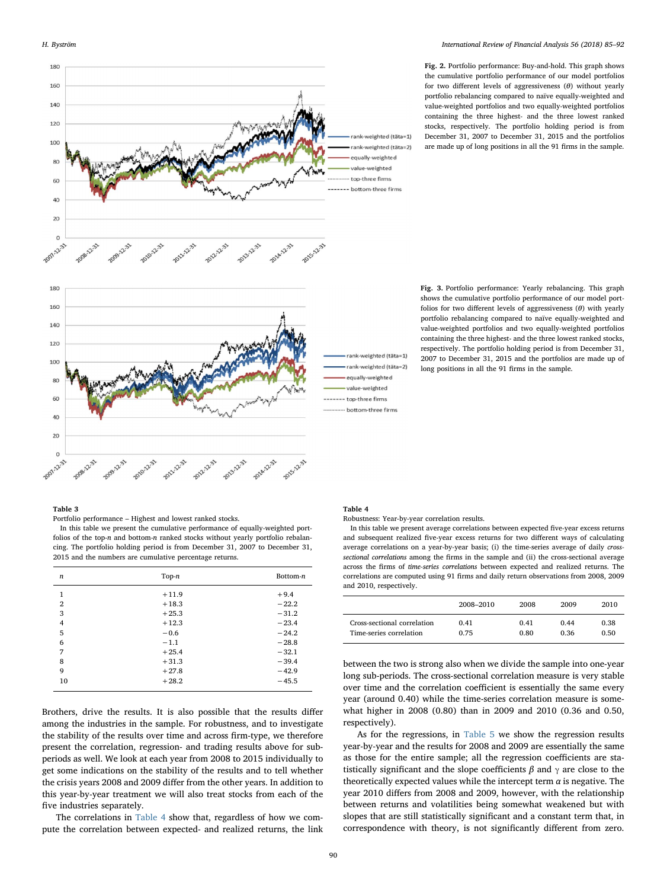**Fig. 2.** Portfolio performance: Buy-and-hold. This graph shows the cumulative portfolio performance of our model portfolios for two different levels of aggressiveness ($\theta$) without yearly portfolio rebalancing compared to naïve equally-weighted and value-weighted portfolios and two equally-weighted portfolios containing the three highest- and the three lowest ranked stocks, respectively. The portfolio holding period is from December 31, 2007 to December 31, 2015 and the portfolios are made up of long positions in all the 91 firms in the sample.

**Fig. 3.** Portfolio performance: Yearly rebalancing. This graph shows the cumulative portfolio performance of our model portfolios for two different levels of aggressiveness ($\theta$) with yearly portfolio rebalancing compared to naïve equally-weighted and value-weighted portfolios and two equally-weighted portfolios containing the three highest- and the three lowest ranked stocks, respectively. The portfolio holding period is from December 31, 2007 to December 31, 2015 and the portfolios are made up of long positions in all the 91 firms in the sample.

**Table 3**
Portfolio performance – Highest and lowest ranked stocks.
In this table we present the cumulative performance of equally-weighted portfolios of the top-*n* and bottom-*n* ranked stocks without yearly portfolio rebalancing. The portfolio holding period is from December 31, 2007 to December 31, 2015 and the numbers are cumulative percentage returns.

| *n* | Top-*n* | Bottom-*n* |
|---|---|---|
| 1 | +11.9 | +9.4 |
| 2 | +18.3 | −22.2 |
| 3 | +25.3 | −31.2 |
| 4 | +12.3 | −23.4 |
| 5 | −0.6 | −24.2 |
| 6 | −1.1 | −28.8 |
| 7 | +25.4 | −32.1 |
| 8 | +31.3 | −39.4 |
| 9 | +27.8 | −42.9 |
| 10 | +28.2 | −45.5 |

Brothers, drive the results. It is also possible that the results differ among the industries in the sample. For robustness, and to investigate the stability of the results over time and across firm-type, we therefore present the correlation, regression- and trading results above for subperiods as well. We look at each year from 2008 to 2015 individually to get some indications on the stability of the results and to tell whether the crisis years 2008 and 2009 differ from the other years. In addition to this year-by-year treatment we will also treat stocks from each of the five industries separately.

The correlations in Table 4 show that, regardless of how we compute the correlation between expected- and realized returns, the link between the two is strong also when we divide the sample into one-year long sub-periods. The cross-sectional correlation measure is very stable over time and the correlation coefficient is essentially the same every year (around 0.40) while the time-series correlation measure is somewhat higher in 2008 (0.80) than in 2009 and 2010 (0.36 and 0.50, respectively).

**Table 4**
Robustness: Year-by-year correlation results.
In this table we present average correlations between expected five-year excess returns and subsequent realized five-year excess returns for two different ways of calculating average correlations on a year-by-year basis; (i) the time-series average of daily *cross-sectional correlations* among the firms in the sample and (ii) the cross-sectional average across the firms of *time-series correlations* between expected and realized returns. The correlations are computed using 91 firms and daily return observations from 2008, 2009 and 2010, respectively.

| | 2008–2010 | 2008 | 2009 | 2010 |
|---|---|---|---|---|
| Cross-sectional correlation | 0.41 | 0.41 | 0.44 | 0.38 |
| Time-series correlation | 0.75 | 0.80 | 0.36 | 0.50 |

As for the regressions, in Table 5 we show the regression results year-by-year and the results for 2008 and 2009 are essentially the same as those for the entire sample; all the regression coefficients are statistically significant and the slope coefficients $\beta$ and $\gamma$ are close to the theoretically expected values while the intercept term $\alpha$ is negative. The year 2010 differs from 2008 and 2009, however, with the relationship between returns and volatilities being somewhat weakened but with slopes that are still statistically significant and a constant term that, in correspondence with theory, is not significantly different from zero.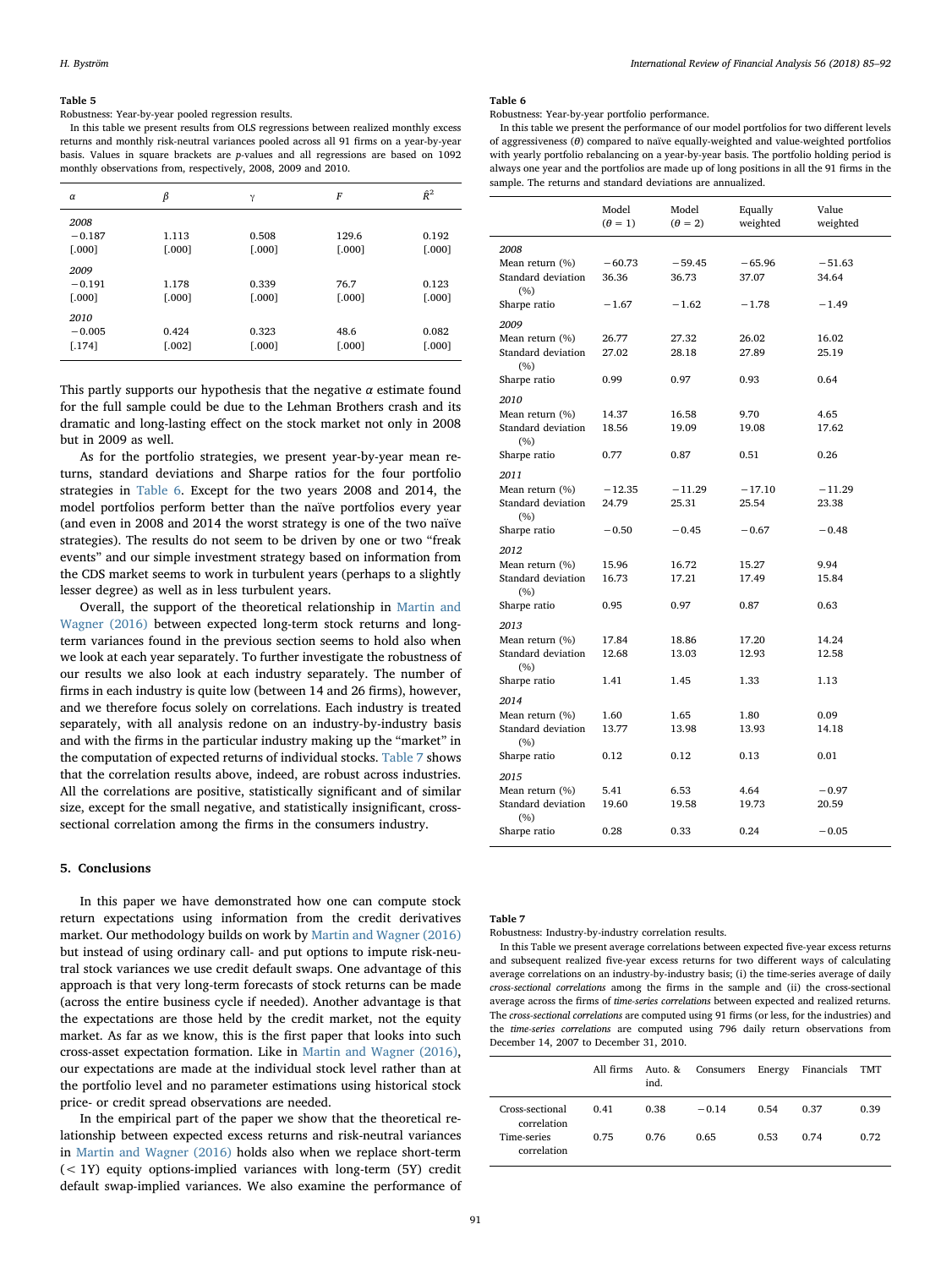**Table 5**
Robustness: Year-by-year pooled regression results.

In this table we present results from OLS regressions between realized monthly excess returns and monthly risk-neutral variances pooled across all 91 firms on a year-by-year basis. Values in square brackets are p-values and all regressions are based on 1092 monthly observations from, respectively, 2008, 2009 and 2010.

| $\alpha$ | $\beta$ | $\gamma$ | $F$ | $\bar{R}^2$ |
|---|---|---|---|---|
| *2008* | | | | |
| −0.187 | 1.113 | 0.508 | 129.6 | 0.192 |
| [.000] | [.000] | [.000] | [.000] | [.000] |
| *2009* | | | | |
| −0.191 | 1.178 | 0.339 | 76.7 | 0.123 |
| [.000] | [.000] | [.000] | [.000] | [.000] |
| *2010* | | | | |
| −0.005 | 0.424 | 0.323 | 48.6 | 0.082 |
| [.174] | [.002] | [.000] | [.000] | [.000] |

This partly supports our hypothesis that the negative $\alpha$ estimate found for the full sample could be due to the Lehman Brothers crash and its dramatic and long-lasting effect on the stock market not only in 2008 but in 2009 as well.

As for the portfolio strategies, we present year-by-year mean returns, standard deviations and Sharpe ratios for the four portfolio strategies in Table 6. Except for the two years 2008 and 2014, the model portfolios perform better than the naïve portfolios every year (and even in 2008 and 2014 the worst strategy is one of the two naïve strategies). The results do not seem to be driven by one or two "freak events" and our simple investment strategy based on information from the CDS market seems to work in turbulent years (perhaps to a slightly lesser degree) as well as in less turbulent years.

Overall, the support of the theoretical relationship in Martin and Wagner (2016) between expected long-term stock returns and long-term variances found in the previous section seems to hold also when we look at each year separately. To further investigate the robustness of our results we also look at each industry separately. The number of firms in each industry is quite low (between 14 and 26 firms), however, and we therefore focus solely on correlations. Each industry is treated separately, with all analysis redone on an industry-by-industry basis and with the firms in the particular industry making up the "market" in the computation of expected returns of individual stocks. Table 7 shows that the correlation results above, indeed, are robust across industries. All the correlations are positive, statistically significant and of similar size, except for the small negative, and statistically insignificant, cross-sectional correlation among the firms in the consumers industry.

## 5. Conclusions

In this paper we have demonstrated how one can compute stock return expectations using information from the credit derivatives market. Our methodology builds on work by Martin and Wagner (2016) but instead of using ordinary call- and put options to impute risk-neutral stock variances we use credit default swaps. One advantage of this approach is that very long-term forecasts of stock returns can be made (across the entire business cycle if needed). Another advantage is that the expectations are those held by the credit market, not the equity market. As far as we know, this is the first paper that looks into such cross-asset expectation formation. Like in Martin and Wagner (2016), our expectations are made at the individual stock level rather than at the portfolio level and no parameter estimations using historical stock price- or credit spread observations are needed.

In the empirical part of the paper we show that the theoretical relationship between expected excess returns and risk-neutral variances in Martin and Wagner (2016) holds also when we replace short-term (< 1Y) equity options-implied variances with long-term (5Y) credit default swap-implied variances. We also examine the performance of

**Table 6**
Robustness: Year-by-year portfolio performance.

In this table we present the performance of our model portfolios for two different levels of aggressiveness ($\theta$) compared to naïve equally-weighted and value-weighted portfolios with yearly portfolio rebalancing on a year-by-year basis. The portfolio holding period is always one year and the portfolios are made up of long positions in all the 91 firms in the sample. The returns and standard deviations are annualized.

| | Model ($\theta = 1$) | Model ($\theta = 2$) | Equally weighted | Value weighted |
|---|---|---|---|---|
| *2008* | | | | |
| Mean return (%) | −60.73 | −59.45 | −65.96 | −51.63 |
| Standard deviation (%) | 36.36 | 36.73 | 37.07 | 34.64 |
| Sharpe ratio | −1.67 | −1.62 | −1.78 | −1.49 |
| *2009* | | | | |
| Mean return (%) | 26.77 | 27.32 | 26.02 | 16.02 |
| Standard deviation (%) | 27.02 | 28.18 | 27.89 | 25.19 |
| Sharpe ratio | 0.99 | 0.97 | 0.93 | 0.64 |
| *2010* | | | | |
| Mean return (%) | 14.37 | 16.58 | 9.70 | 4.65 |
| Standard deviation (%) | 18.56 | 19.09 | 19.08 | 17.62 |
| Sharpe ratio | 0.77 | 0.87 | 0.51 | 0.26 |
| *2011* | | | | |
| Mean return (%) | −12.35 | −11.29 | −17.10 | −11.29 |
| Standard deviation (%) | 24.79 | 25.31 | 25.54 | 23.38 |
| Sharpe ratio | −0.50 | −0.45 | −0.67 | −0.48 |
| *2012* | | | | |
| Mean return (%) | 15.96 | 16.72 | 15.27 | 9.94 |
| Standard deviation (%) | 16.73 | 17.21 | 17.49 | 15.84 |
| Sharpe ratio | 0.95 | 0.97 | 0.87 | 0.63 |
| *2013* | | | | |
| Mean return (%) | 17.84 | 18.86 | 17.20 | 14.24 |
| Standard deviation (%) | 12.68 | 13.03 | 12.93 | 12.58 |
| Sharpe ratio | 1.41 | 1.45 | 1.33 | 1.13 |
| *2014* | | | | |
| Mean return (%) | 1.60 | 1.65 | 1.80 | 0.09 |
| Standard deviation (%) | 13.77 | 13.98 | 13.93 | 14.18 |
| Sharpe ratio | 0.12 | 0.12 | 0.13 | 0.01 |
| *2015* | | | | |
| Mean return (%) | 5.41 | 6.53 | 4.64 | −0.97 |
| Standard deviation (%) | 19.60 | 19.58 | 19.73 | 20.59 |
| Sharpe ratio | 0.28 | 0.33 | 0.24 | −0.05 |

**Table 7**
Robustness: Industry-by-industry correlation results.

In this Table we present average correlations between expected five-year excess returns and subsequent realized five-year excess returns for two different ways of calculating average correlations on an industry-by-industry basis; (i) the time-series average of daily *cross-sectional correlations* among the firms in the sample and (ii) the cross-sectional average across the firms of *time-series correlations* between expected and realized returns. The *cross-sectional correlations* are computed using 91 firms (or less, for the industries) and the *time-series correlations* are computed using 796 daily return observations from December 14, 2007 to December 31, 2010.

| | All firms | Auto. & ind. | Consumers | Energy | Financials | TMT |
|---|---|---|---|---|---|---|
| Cross-sectional correlation | 0.41 | 0.38 | −0.14 | 0.54 | 0.37 | 0.39 |
| Time-series correlation | 0.75 | 0.76 | 0.65 | 0.53 | 0.74 | 0.72 |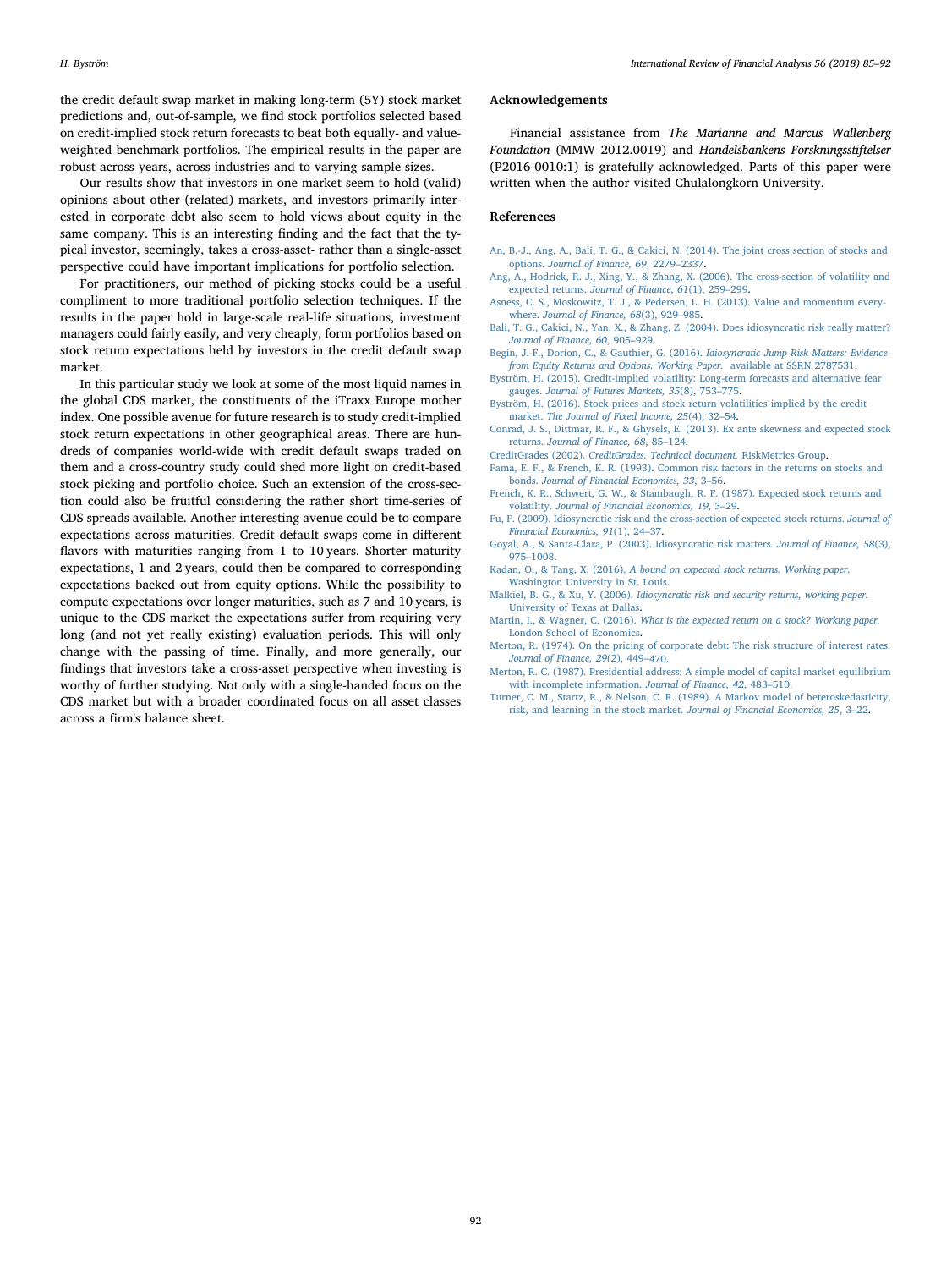the credit default swap market in making long-term (5Y) stock market predictions and, out-of-sample, we find stock portfolios selected based on credit-implied stock return forecasts to beat both equally- and value-weighted benchmark portfolios. The empirical results in the paper are robust across years, across industries and to varying sample-sizes.

Our results show that investors in one market seem to hold (valid) opinions about other (related) markets, and investors primarily interested in corporate debt also seem to hold views about equity in the same company. This is an interesting finding and the fact that the typical investor, seemingly, takes a cross-asset- rather than a single-asset perspective could have important implications for portfolio selection.

For practitioners, our method of picking stocks could be a useful compliment to more traditional portfolio selection techniques. If the results in the paper hold in large-scale real-life situations, investment managers could fairly easily, and very cheaply, form portfolios based on stock return expectations held by investors in the credit default swap market.

In this particular study we look at some of the most liquid names in the global CDS market, the constituents of the iTraxx Europe mother index. One possible avenue for future research is to study credit-implied stock return expectations in other geographical areas. There are hundreds of companies world-wide with credit default swaps traded on them and a cross-country study could shed more light on credit-based stock picking and portfolio choice. Such an extension of the cross-section could also be fruitful considering the rather short time-series of CDS spreads available. Another interesting avenue could be to compare expectations across maturities. Credit default swaps come in different flavors with maturities ranging from 1 to 10 years. Shorter maturity expectations, 1 and 2 years, could then be compared to corresponding expectations backed out from equity options. While the possibility to compute expectations over longer maturities, such as 7 and 10 years, is unique to the CDS market the expectations suffer from requiring very long (and not yet really existing) evaluation periods. This will only change with the passing of time. Finally, and more generally, our findings that investors take a cross-asset perspective when investing is worthy of further studying. Not only with a single-handed focus on the CDS market but with a broader coordinated focus on all asset classes across a firm's balance sheet.

## Acknowledgements

Financial assistance from *The Marianne and Marcus Wallenberg Foundation* (MMW 2012.0019) and *Handelsbankens Forskningsstiftelser* (P2016-0010:1) is gratefully acknowledged. Parts of this paper were written when the author visited Chulalongkorn University.

## References

An, B.-J., Ang, A., Bali, T. G., & Cakici, N. (2014). The joint cross section of stocks and options. *Journal of Finance, 69*, 2279–2337.

Ang, A., Hodrick, R. J., Xing, Y., & Zhang, X. (2006). The cross-section of volatility and expected returns. *Journal of Finance, 61*(1), 259–299.

Asness, C. S., Moskowitz, T. J., & Pedersen, L. H. (2013). Value and momentum everywhere. *Journal of Finance, 68*(3), 929–985.

Bali, T. G., Cakici, N., Yan, X., & Zhang, Z. (2004). Does idiosyncratic risk really matter? *Journal of Finance, 60*, 905–929.

Begin, J.-F., Dorion, C., & Gauthier, G. (2016). *Idiosyncratic Jump Risk Matters: Evidence from Equity Returns and Options. Working Paper.* available at SSRN 2787531.

Byström, H. (2015). Credit-implied volatility: Long-term forecasts and alternative fear gauges. *Journal of Futures Markets, 35*(8), 753–775.

Byström, H. (2016). Stock prices and stock return volatilities implied by the credit market. *The Journal of Fixed Income, 25*(4), 32–54.

Conrad, J. S., Dittmar, R. F., & Ghysels, E. (2013). Ex ante skewness and expected stock returns. *Journal of Finance, 68*, 85–124.

CreditGrades (2002). *CreditGrades. Technical document.* RiskMetrics Group.

Fama, E. F., & French, K. R. (1993). Common risk factors in the returns on stocks and bonds. *Journal of Financial Economics, 33*, 3–56.

French, K. R., Schwert, G. W., & Stambaugh, R. F. (1987). Expected stock returns and volatility. *Journal of Financial Economics, 19*, 3–29.

Fu, F. (2009). Idiosyncratic risk and the cross-section of expected stock returns. *Journal of Financial Economics, 91*(1), 24–37.

Goyal, A., & Santa-Clara, P. (2003). Idiosyncratic risk matters. *Journal of Finance, 58*(3), 975–1008.

Kadan, O., & Tang, X. (2016). *A bound on expected stock returns. Working paper.* Washington University in St. Louis.

Malkiel, B. G., & Xu, Y. (2006). *Idiosyncratic risk and security returns, working paper.* University of Texas at Dallas.

Martin, I., & Wagner, C. (2016). *What is the expected return on a stock? Working paper.* London School of Economics.

Merton, R. (1974). On the pricing of corporate debt: The risk structure of interest rates. *Journal of Finance, 29*(2), 449–470.

Merton, R. C. (1987). Presidential address: A simple model of capital market equilibrium with incomplete information. *Journal of Finance, 42*, 483–510.

Turner, C. M., Startz, R., & Nelson, C. R. (1989). A Markov model of heteroskedasticity, risk, and learning in the stock market. *Journal of Financial Economics, 25*, 3–22.